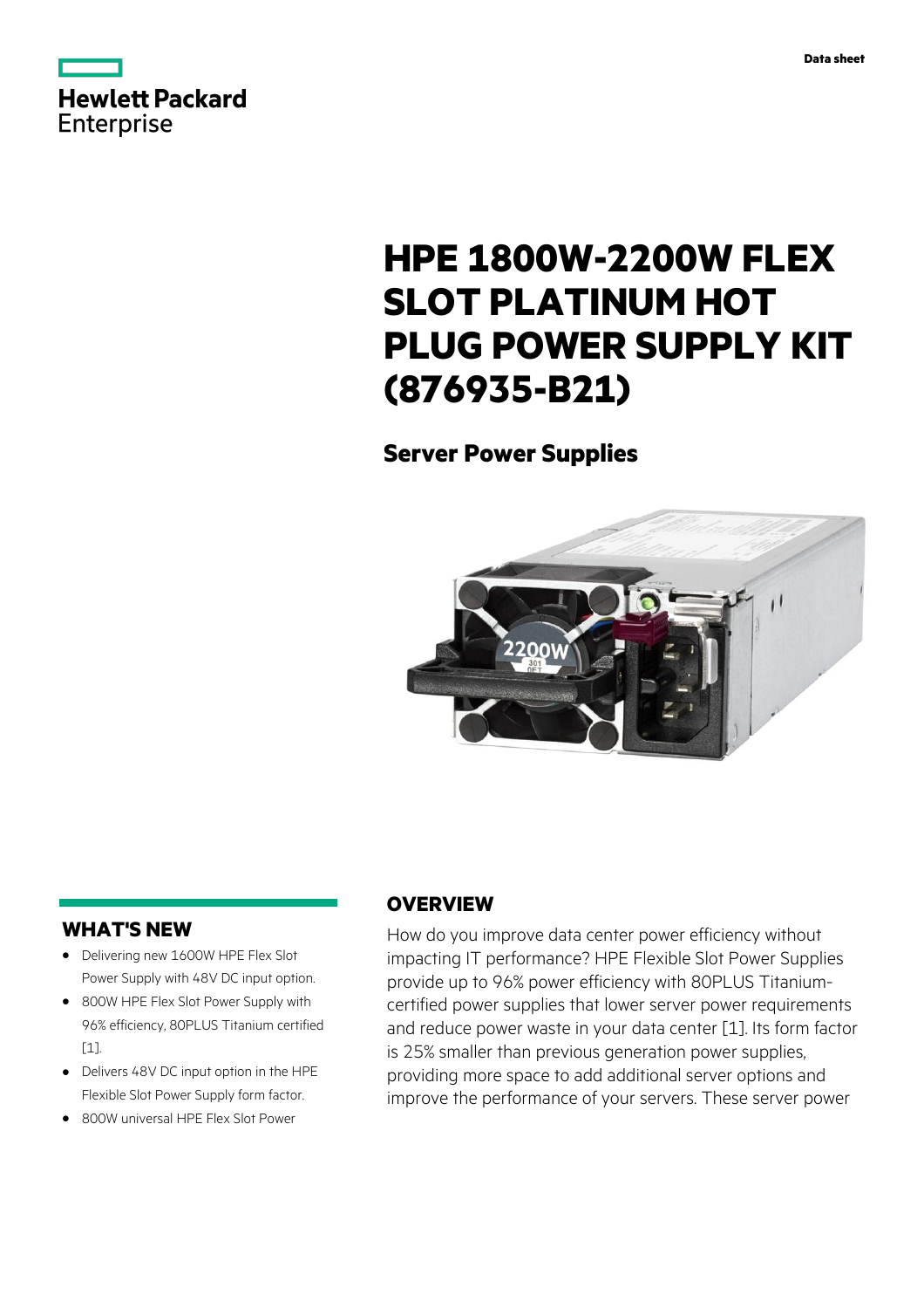Data sheet

# HPE 1800W-2200W FLEX SLOT PLATINUM HOT PLUG POWER SUPPLY KIT (876935-B21)

## Server Power Supplies

## WHAT'S NEW

- Delivering new 1600W HPE Flex Slot Power Supply with 48V DC input option.
- 800W HPE Flex Slot Power Supply with 96% efficiency, 80PLUS Titanium certified [1].
- Delivers 48V DC input option in the HPE Flexible Slot Power Supply form factor.
- 800W universal HPE Flex Slot Power

## OVERVIEW

How do you improve data center power efficiency without impacting IT performance? HPE Flexible Slot Power Supplies provide up to 96% power efficiency with 80PLUS Titanium-certified power supplies that lower server power requirements and reduce power waste in your data center [1]. Its form factor is 25% smaller than previous generation power supplies, providing more space to add additional server options and improve the performance of your servers. These server power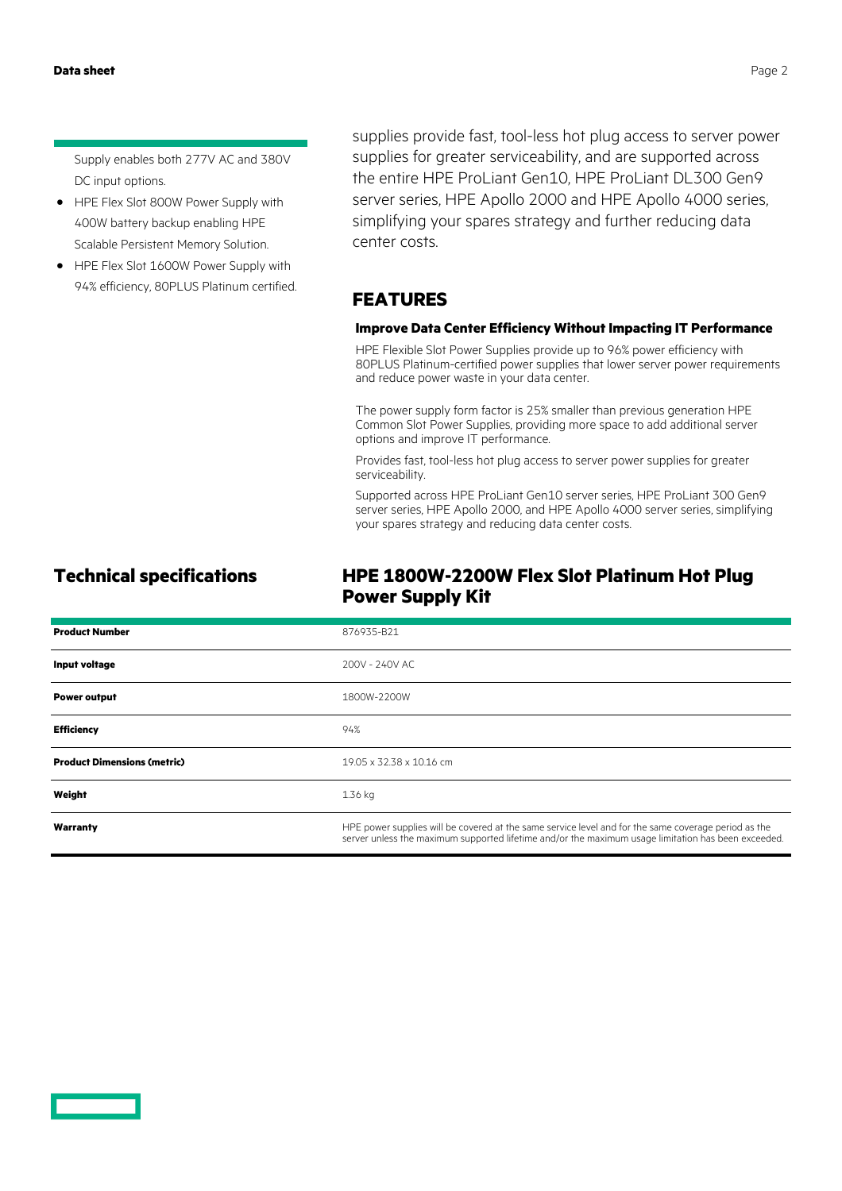Supply enables both 277V AC and 380V DC input options.

- HPE Flex Slot 800W Power Supply with 400W battery backup enabling HPE Scalable Persistent Memory Solution.
- HPE Flex Slot 1600W Power Supply with 94% efficiency, 80PLUS Platinum certified.

supplies provide fast, tool-less hot plug access to server power supplies for greater serviceability, and are supported across the entire HPE ProLiant Gen10, HPE ProLiant DL300 Gen9 server series, HPE Apollo 2000 and HPE Apollo 4000 series, simplifying your spares strategy and further reducing data center costs.

## FEATURES

### Improve Data Center Efficiency Without Impacting IT Performance

HPE Flexible Slot Power Supplies provide up to 96% power efficiency with 80PLUS Platinum-certified power supplies that lower server power requirements and reduce power waste in your data center.

The power supply form factor is 25% smaller than previous generation HPE Common Slot Power Supplies, providing more space to add additional server options and improve IT performance.

Provides fast, tool-less hot plug access to server power supplies for greater serviceability.

Supported across HPE ProLiant Gen10 server series, HPE ProLiant 300 Gen9 server series, HPE Apollo 2000, and HPE Apollo 4000 server series, simplifying your spares strategy and reducing data center costs.

## Technical specifications

## HPE 1800W-2200W Flex Slot Platinum Hot Plug Power Supply Kit

| | |
|---|---|
| **Product Number** | 876935-B21 |
| **Input voltage** | 200V - 240V AC |
| **Power output** | 1800W-2200W |
| **Efficiency** | 94% |
| **Product Dimensions (metric)** | 19.05 x 32.38 x 10.16 cm |
| **Weight** | 1.36 kg |
| **Warranty** | HPE power supplies will be covered at the same service level and for the same coverage period as the server unless the maximum supported lifetime and/or the maximum usage limitation has been exceeded. |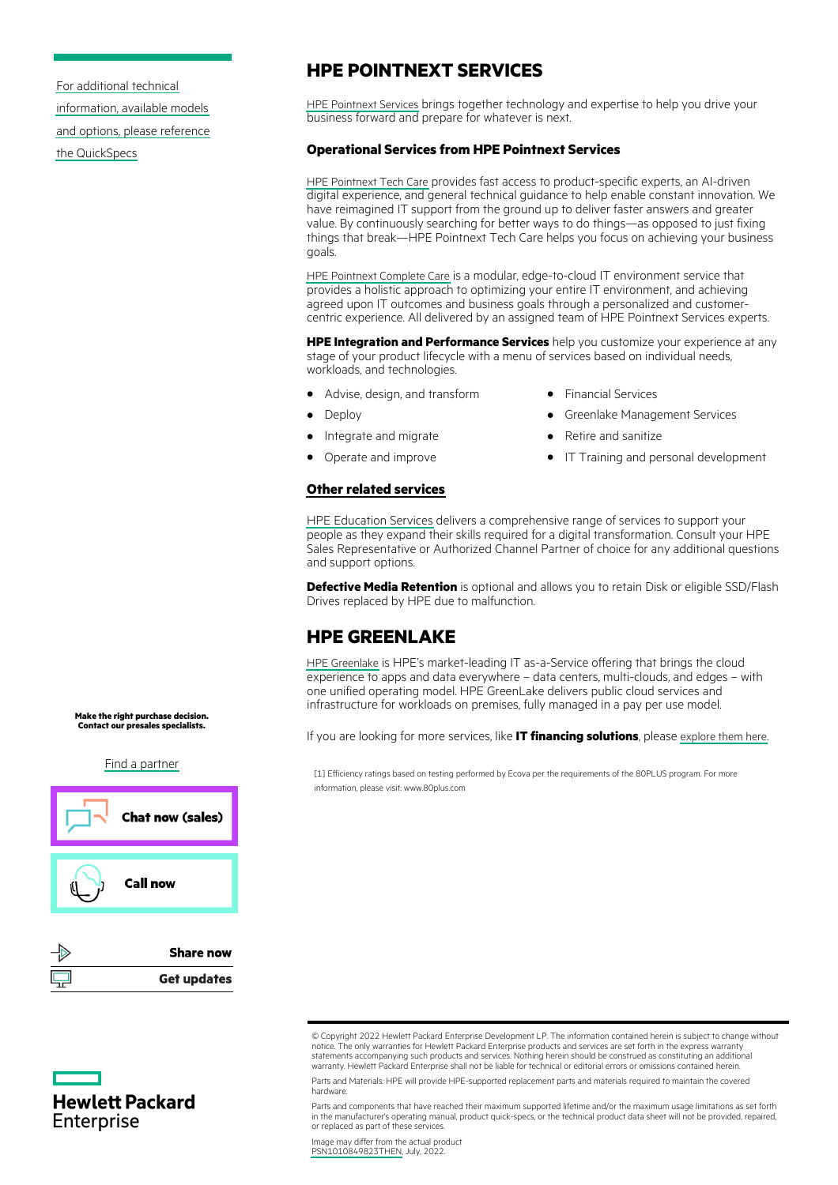For additional technical information, available models and options, please reference the QuickSpecs

## HPE POINTNEXT SERVICES

HPE Pointnext Services brings together technology and expertise to help you drive your business forward and prepare for whatever is next.

### Operational Services from HPE Pointnext Services

HPE Pointnext Tech Care provides fast access to product-specific experts, an AI-driven digital experience, and general technical guidance to help enable constant innovation. We have reimagined IT support from the ground up to deliver faster answers and greater value. By continuously searching for better ways to do things—as opposed to just fixing things that break—HPE Pointnext Tech Care helps you focus on achieving your business goals.

HPE Pointnext Complete Care is a modular, edge-to-cloud IT environment service that provides a holistic approach to optimizing your entire IT environment, and achieving agreed upon IT outcomes and business goals through a personalized and customer-centric experience. All delivered by an assigned team of HPE Pointnext Services experts.

**HPE Integration and Performance Services** help you customize your experience at any stage of your product lifecycle with a menu of services based on individual needs, workloads, and technologies.

- Advise, design, and transform
- Deploy
- Integrate and migrate
- Operate and improve
- Financial Services
- Greenlake Management Services
- Retire and sanitize
- IT Training and personal development

### Other related services

HPE Education Services delivers a comprehensive range of services to support your people as they expand their skills required for a digital transformation. Consult your HPE Sales Representative or Authorized Channel Partner of choice for any additional questions and support options.

**Defective Media Retention** is optional and allows you to retain Disk or eligible SSD/Flash Drives replaced by HPE due to malfunction.

## HPE GREENLAKE

HPE Greenlake is HPE's market-leading IT as-a-Service offering that brings the cloud experience to apps and data everywhere – data centers, multi-clouds, and edges – with one unified operating model. HPE GreenLake delivers public cloud services and infrastructure for workloads on premises, fully managed in a pay per use model.

If you are looking for more services, like **IT financing solutions**, please explore them here.

[1] Efficiency ratings based on testing performed by Ecova per the requirements of the 80PLUS program. For more information, please visit: www.80plus.com

**Make the right purchase decision. Contact our presales specialists.**

Find a partner

Chat now (sales)

Call now

Share now

Get updates

© Copyright 2022 Hewlett Packard Enterprise Development LP. The information contained herein is subject to change without notice. The only warranties for Hewlett Packard Enterprise products and services are set forth in the express warranty statements accompanying such products and services. Nothing herein should be construed as constituting an additional warranty. Hewlett Packard Enterprise shall not be liable for technical or editorial errors or omissions contained herein.

Parts and Materials: HPE will provide HPE-supported replacement parts and materials required to maintain the covered hardware.

Parts and components that have reached their maximum supported lifetime and/or the maximum usage limitations as set forth in the manufacturer's operating manual, product quick-specs, or the technical product data sheet will not be provided, repaired, or replaced as part of these services.

Image may differ from the actual product

PSN1010849823THEN, July, 2022.

Hewlett Packard Enterprise